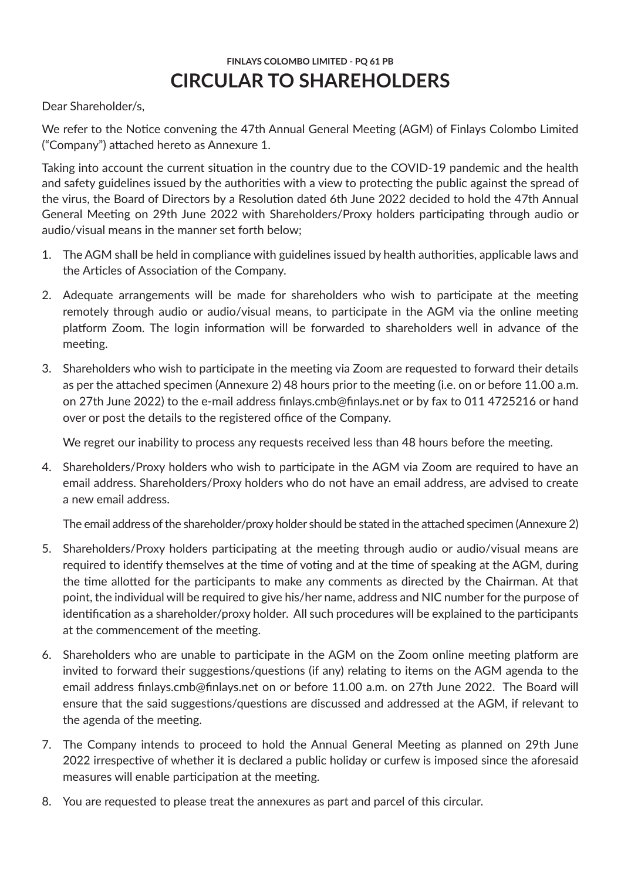**FINLAYS COLOMBO LIMITED - PQ 61 PB**

# CIRCULAR TO SHAREHOLDERS

Dear Shareholder/s,

We refer to the Notice convening the 47th Annual General Meeting (AGM) of Finlays Colombo Limited ("Company") attached hereto as Annexure 1.

Taking into account the current situation in the country due to the COVID-19 pandemic and the health and safety guidelines issued by the authorities with a view to protecting the public against the spread of the virus, the Board of Directors by a Resolution dated 6th June 2022 decided to hold the 47th Annual General Meeting on 29th June 2022 with Shareholders/Proxy holders participating through audio or audio/visual means in the manner set forth below;

1. The AGM shall be held in compliance with guidelines issued by health authorities, applicable laws and the Articles of Association of the Company.

2. Adequate arrangements will be made for shareholders who wish to participate at the meeting remotely through audio or audio/visual means, to participate in the AGM via the online meeting platform Zoom. The login information will be forwarded to shareholders well in advance of the meeting.

3. Shareholders who wish to participate in the meeting via Zoom are requested to forward their details as per the attached specimen (Annexure 2) 48 hours prior to the meeting (i.e. on or before 11.00 a.m. on 27th June 2022) to the e-mail address finlays.cmb@finlays.net or by fax to 011 4725216 or hand over or post the details to the registered office of the Company.

   We regret our inability to process any requests received less than 48 hours before the meeting.

4. Shareholders/Proxy holders who wish to participate in the AGM via Zoom are required to have an email address. Shareholders/Proxy holders who do not have an email address, are advised to create a new email address.

   The email address of the shareholder/proxy holder should be stated in the attached specimen (Annexure 2)

5. Shareholders/Proxy holders participating at the meeting through audio or audio/visual means are required to identify themselves at the time of voting and at the time of speaking at the AGM, during the time allotted for the participants to make any comments as directed by the Chairman. At that point, the individual will be required to give his/her name, address and NIC number for the purpose of identification as a shareholder/proxy holder. All such procedures will be explained to the participants at the commencement of the meeting.

6. Shareholders who are unable to participate in the AGM on the Zoom online meeting platform are invited to forward their suggestions/questions (if any) relating to items on the AGM agenda to the email address finlays.cmb@finlays.net on or before 11.00 a.m. on 27th June 2022. The Board will ensure that the said suggestions/questions are discussed and addressed at the AGM, if relevant to the agenda of the meeting.

7. The Company intends to proceed to hold the Annual General Meeting as planned on 29th June 2022 irrespective of whether it is declared a public holiday or curfew is imposed since the aforesaid measures will enable participation at the meeting.

8. You are requested to please treat the annexures as part and parcel of this circular.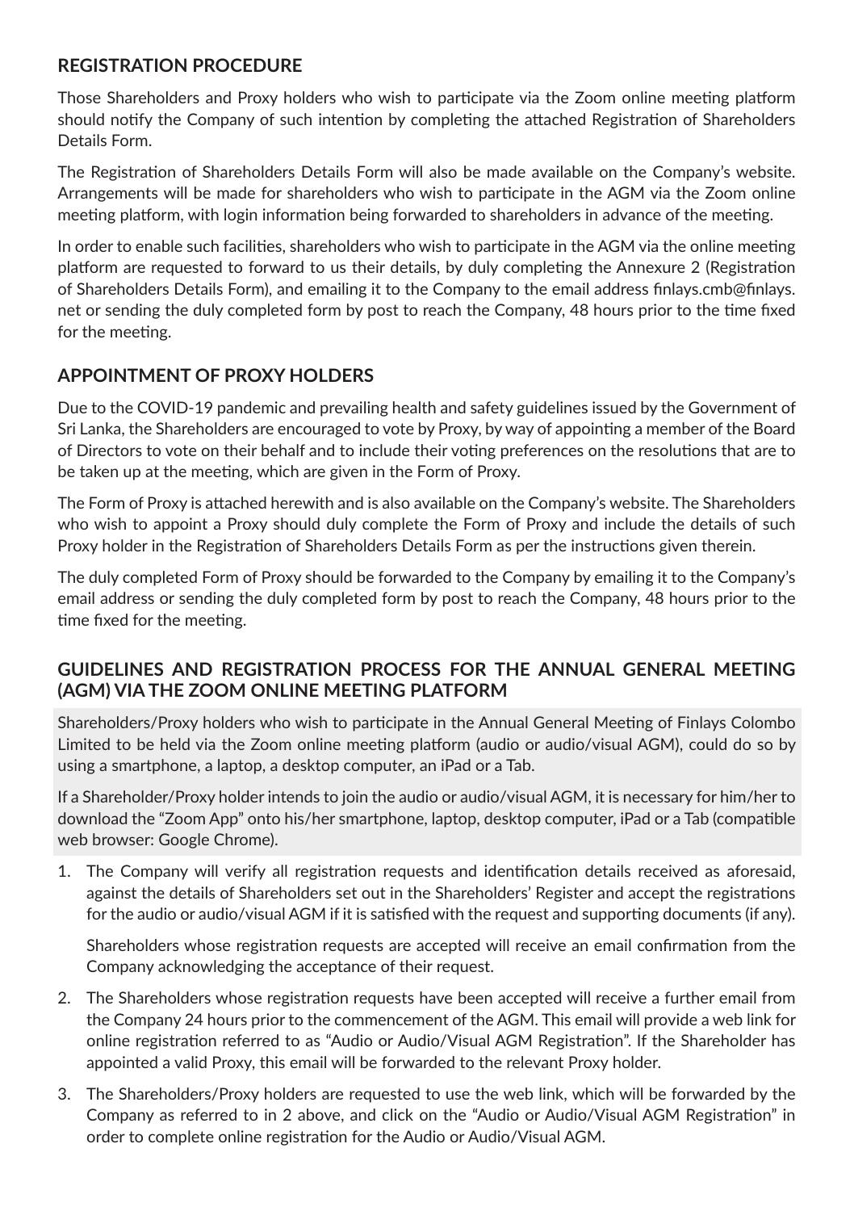## REGISTRATION PROCEDURE

Those Shareholders and Proxy holders who wish to participate via the Zoom online meeting platform should notify the Company of such intention by completing the attached Registration of Shareholders Details Form.

The Registration of Shareholders Details Form will also be made available on the Company's website. Arrangements will be made for shareholders who wish to participate in the AGM via the Zoom online meeting platform, with login information being forwarded to shareholders in advance of the meeting.

In order to enable such facilities, shareholders who wish to participate in the AGM via the online meeting platform are requested to forward to us their details, by duly completing the Annexure 2 (Registration of Shareholders Details Form), and emailing it to the Company to the email address finlays.cmb@finlays.net or sending the duly completed form by post to reach the Company, 48 hours prior to the time fixed for the meeting.

## APPOINTMENT OF PROXY HOLDERS

Due to the COVID-19 pandemic and prevailing health and safety guidelines issued by the Government of Sri Lanka, the Shareholders are encouraged to vote by Proxy, by way of appointing a member of the Board of Directors to vote on their behalf and to include their voting preferences on the resolutions that are to be taken up at the meeting, which are given in the Form of Proxy.

The Form of Proxy is attached herewith and is also available on the Company's website. The Shareholders who wish to appoint a Proxy should duly complete the Form of Proxy and include the details of such Proxy holder in the Registration of Shareholders Details Form as per the instructions given therein.

The duly completed Form of Proxy should be forwarded to the Company by emailing it to the Company's email address or sending the duly completed form by post to reach the Company, 48 hours prior to the time fixed for the meeting.

## GUIDELINES AND REGISTRATION PROCESS FOR THE ANNUAL GENERAL MEETING (AGM) VIA THE ZOOM ONLINE MEETING PLATFORM

Shareholders/Proxy holders who wish to participate in the Annual General Meeting of Finlays Colombo Limited to be held via the Zoom online meeting platform (audio or audio/visual AGM), could do so by using a smartphone, a laptop, a desktop computer, an iPad or a Tab.

If a Shareholder/Proxy holder intends to join the audio or audio/visual AGM, it is necessary for him/her to download the "Zoom App" onto his/her smartphone, laptop, desktop computer, iPad or a Tab (compatible web browser: Google Chrome).

1. The Company will verify all registration requests and identification details received as aforesaid, against the details of Shareholders set out in the Shareholders' Register and accept the registrations for the audio or audio/visual AGM if it is satisfied with the request and supporting documents (if any).

   Shareholders whose registration requests are accepted will receive an email confirmation from the Company acknowledging the acceptance of their request.

2. The Shareholders whose registration requests have been accepted will receive a further email from the Company 24 hours prior to the commencement of the AGM. This email will provide a web link for online registration referred to as "Audio or Audio/Visual AGM Registration". If the Shareholder has appointed a valid Proxy, this email will be forwarded to the relevant Proxy holder.

3. The Shareholders/Proxy holders are requested to use the web link, which will be forwarded by the Company as referred to in 2 above, and click on the "Audio or Audio/Visual AGM Registration" in order to complete online registration for the Audio or Audio/Visual AGM.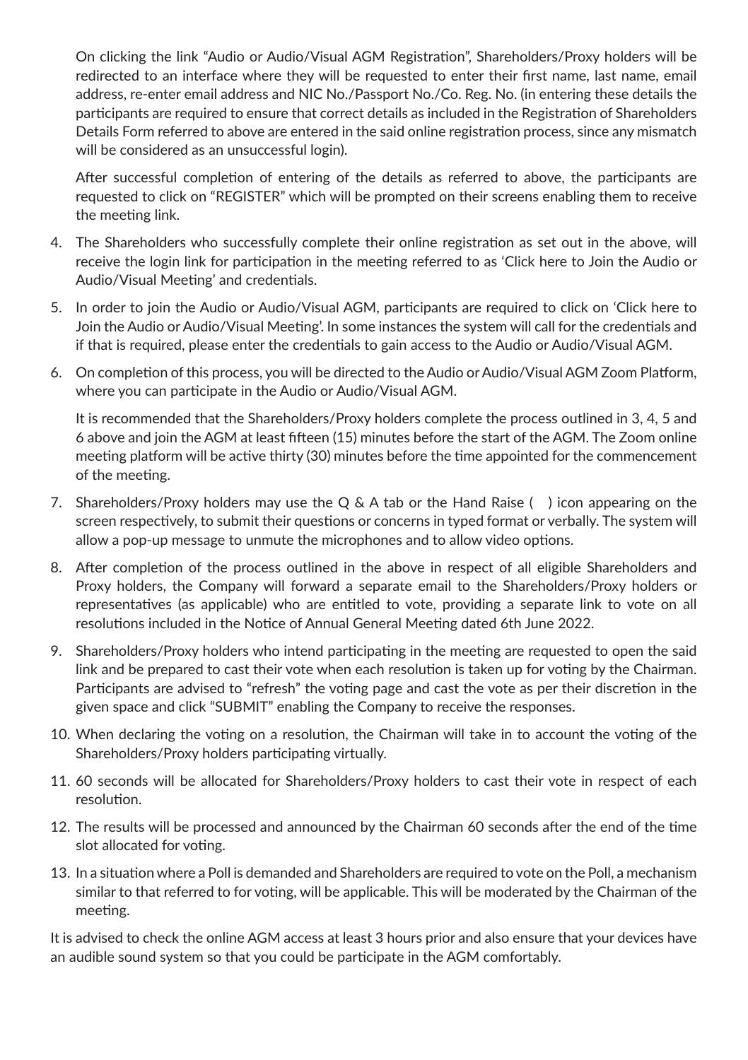On clicking the link "Audio or Audio/Visual AGM Registration", Shareholders/Proxy holders will be redirected to an interface where they will be requested to enter their first name, last name, email address, re-enter email address and NIC No./Passport No./Co. Reg. No. (in entering these details the participants are required to ensure that correct details as included in the Registration of Shareholders Details Form referred to above are entered in the said online registration process, since any mismatch will be considered as an unsuccessful login).

After successful completion of entering of the details as referred to above, the participants are requested to click on "REGISTER" which will be prompted on their screens enabling them to receive the meeting link.

4. The Shareholders who successfully complete their online registration as set out in the above, will receive the login link for participation in the meeting referred to as 'Click here to Join the Audio or Audio/Visual Meeting' and credentials.

5. In order to join the Audio or Audio/Visual AGM, participants are required to click on 'Click here to Join the Audio or Audio/Visual Meeting'. In some instances the system will call for the credentials and if that is required, please enter the credentials to gain access to the Audio or Audio/Visual AGM.

6. On completion of this process, you will be directed to the Audio or Audio/Visual AGM Zoom Platform, where you can participate in the Audio or Audio/Visual AGM.

   It is recommended that the Shareholders/Proxy holders complete the process outlined in 3, 4, 5 and 6 above and join the AGM at least fifteen (15) minutes before the start of the AGM. The Zoom online meeting platform will be active thirty (30) minutes before the time appointed for the commencement of the meeting.

7. Shareholders/Proxy holders may use the Q & A tab or the Hand Raise (   ) icon appearing on the screen respectively, to submit their questions or concerns in typed format or verbally. The system will allow a pop-up message to unmute the microphones and to allow video options.

8. After completion of the process outlined in the above in respect of all eligible Shareholders and Proxy holders, the Company will forward a separate email to the Shareholders/Proxy holders or representatives (as applicable) who are entitled to vote, providing a separate link to vote on all resolutions included in the Notice of Annual General Meeting dated 6th June 2022.

9. Shareholders/Proxy holders who intend participating in the meeting are requested to open the said link and be prepared to cast their vote when each resolution is taken up for voting by the Chairman. Participants are advised to "refresh" the voting page and cast the vote as per their discretion in the given space and click "SUBMIT" enabling the Company to receive the responses.

10. When declaring the voting on a resolution, the Chairman will take in to account the voting of the Shareholders/Proxy holders participating virtually.

11. 60 seconds will be allocated for Shareholders/Proxy holders to cast their vote in respect of each resolution.

12. The results will be processed and announced by the Chairman 60 seconds after the end of the time slot allocated for voting.

13. In a situation where a Poll is demanded and Shareholders are required to vote on the Poll, a mechanism similar to that referred to for voting, will be applicable. This will be moderated by the Chairman of the meeting.

It is advised to check the online AGM access at least 3 hours prior and also ensure that your devices have an audible sound system so that you could be participate in the AGM comfortably.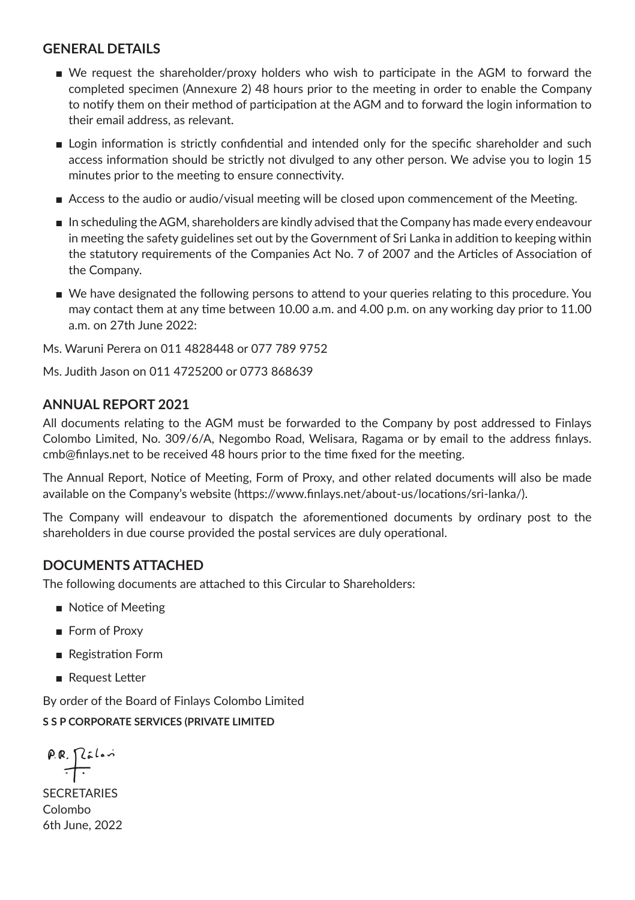## GENERAL DETAILS

- We request the shareholder/proxy holders who wish to participate in the AGM to forward the completed specimen (Annexure 2) 48 hours prior to the meeting in order to enable the Company to notify them on their method of participation at the AGM and to forward the login information to their email address, as relevant.
- Login information is strictly confidential and intended only for the specific shareholder and such access information should be strictly not divulged to any other person. We advise you to login 15 minutes prior to the meeting to ensure connectivity.
- Access to the audio or audio/visual meeting will be closed upon commencement of the Meeting.
- In scheduling the AGM, shareholders are kindly advised that the Company has made every endeavour in meeting the safety guidelines set out by the Government of Sri Lanka in addition to keeping within the statutory requirements of the Companies Act No. 7 of 2007 and the Articles of Association of the Company.
- We have designated the following persons to attend to your queries relating to this procedure. You may contact them at any time between 10.00 a.m. and 4.00 p.m. on any working day prior to 11.00 a.m. on 27th June 2022:

Ms. Waruni Perera on 011 4828448 or 077 789 9752

Ms. Judith Jason on 011 4725200 or 0773 868639

## ANNUAL REPORT 2021

All documents relating to the AGM must be forwarded to the Company by post addressed to Finlays Colombo Limited, No. 309/6/A, Negombo Road, Welisara, Ragama or by email to the address finlays.cmb@finlays.net to be received 48 hours prior to the time fixed for the meeting.

The Annual Report, Notice of Meeting, Form of Proxy, and other related documents will also be made available on the Company's website (https://www.finlays.net/about-us/locations/sri-lanka/).

The Company will endeavour to dispatch the aforementioned documents by ordinary post to the shareholders in due course provided the postal services are duly operational.

## DOCUMENTS ATTACHED

The following documents are attached to this Circular to Shareholders:

- Notice of Meeting
- Form of Proxy
- Registration Form
- Request Letter

By order of the Board of Finlays Colombo Limited

**S S P CORPORATE SERVICES (PRIVATE LIMITED**

SECRETARIES
Colombo
6th June, 2022